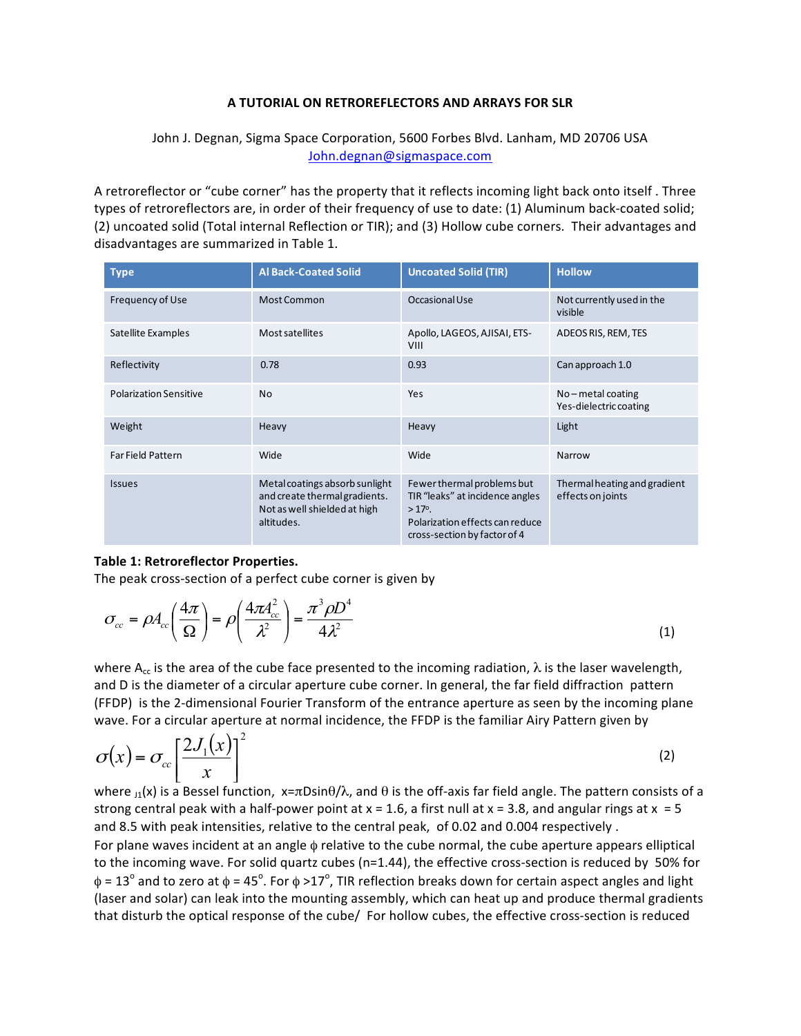# A TUTORIAL ON RETROREFLECTORS AND ARRAYS FOR SLR

John J. Degnan, Sigma Space Corporation, 5600 Forbes Blvd. Lanham, MD 20706 USA
John.degnan@sigmaspace.com

A retroreflector or "cube corner" has the property that it reflects incoming light back onto itself . Three types of retroreflectors are, in order of their frequency of use to date: (1) Aluminum back-coated solid; (2) uncoated solid (Total internal Reflection or TIR); and (3) Hollow cube corners. Their advantages and disadvantages are summarized in Table 1.

| Type | Al Back-Coated Solid | Uncoated Solid (TIR) | Hollow |
|---|---|---|---|
| Frequency of Use | Most Common | Occasional Use | Not currently used in the visible |
| Satellite Examples | Most satellites | Apollo, LAGEOS, AJISAI, ETS-VIII | ADEOS RIS, REM, TES |
| Reflectivity | 0.78 | 0.93 | Can approach 1.0 |
| Polarization Sensitive | No | Yes | No – metal coating<br>Yes-dielectric coating |
| Weight | Heavy | Heavy | Light |
| Far Field Pattern | Wide | Wide | Narrow |
| Issues | Metal coatings absorb sunlight and create thermal gradients. Not as well shielded at high altitudes. | Fewer thermal problems but TIR "leaks" at incidence angles > 17°.<br>Polarization effects can reduce cross-section by factor of 4 | Thermal heating and gradient effects on joints |

**Table 1: Retroreflector Properties.**

The peak cross-section of a perfect cube corner is given by

$$\sigma_{cc} = \rho A_{cc}\left(\frac{4\pi}{\Omega}\right) = \rho\left(\frac{4\pi A_{cc}^2}{\lambda^2}\right) = \frac{\pi^3 \rho D^4}{4\lambda^2} \tag{1}$$

where $A_{cc}$ is the area of the cube face presented to the incoming radiation, $\lambda$ is the laser wavelength, and D is the diameter of a circular aperture cube corner. In general, the far field diffraction pattern (FFDP) is the 2-dimensional Fourier Transform of the entrance aperture as seen by the incoming plane wave. For a circular aperture at normal incidence, the FFDP is the familiar Airy Pattern given by

$$\sigma(x) = \sigma_{cc}\left[\frac{2J_1(x)}{x}\right]^2 \tag{2}$$

where $J_1(x)$ is a Bessel function, $x=\pi D\sin\theta/\lambda$, and $\theta$ is the off-axis far field angle. The pattern consists of a strong central peak with a half-power point at x = 1.6, a first null at x = 3.8, and angular rings at x = 5 and 8.5 with peak intensities, relative to the central peak, of 0.02 and 0.004 respectively .

For plane waves incident at an angle $\phi$ relative to the cube normal, the cube aperture appears elliptical to the incoming wave. For solid quartz cubes (n=1.44), the effective cross-section is reduced by 50% for $\phi = 13^{\circ}$ and to zero at $\phi = 45^{\circ}$. For $\phi > 17^{\circ}$, TIR reflection breaks down for certain aspect angles and light (laser and solar) can leak into the mounting assembly, which can heat up and produce thermal gradients that disturb the optical response of the cube/ For hollow cubes, the effective cross-section is reduced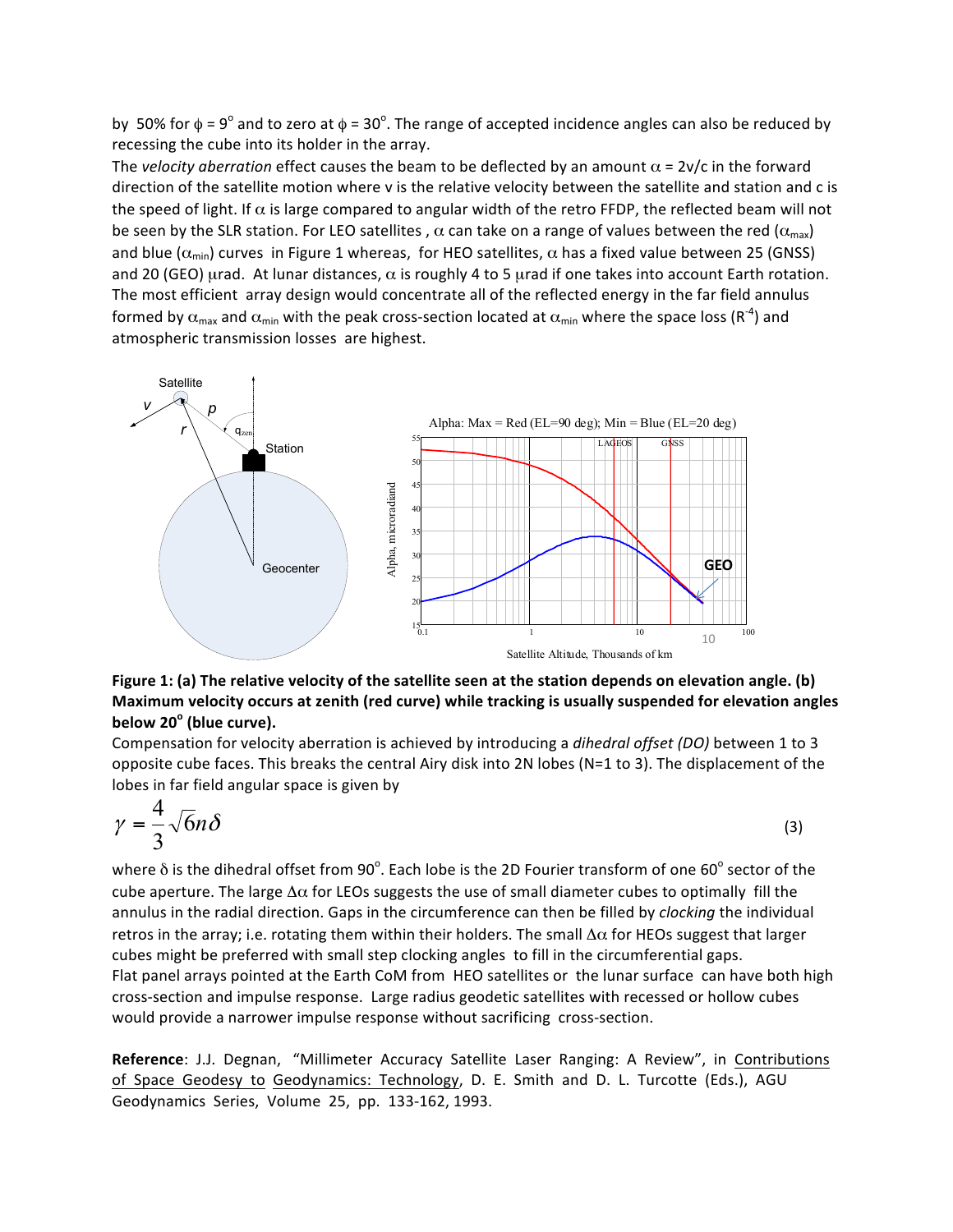by 50% for $\phi = 9^{\circ}$ and to zero at $\phi = 30^{\circ}$. The range of accepted incidence angles can also be reduced by recessing the cube into its holder in the array.

The *velocity aberration* effect causes the beam to be deflected by an amount $\alpha = 2v/c$ in the forward direction of the satellite motion where v is the relative velocity between the satellite and station and c is the speed of light. If $\alpha$ is large compared to angular width of the retro FFDP, the reflected beam will not be seen by the SLR station. For LEO satellites , $\alpha$ can take on a range of values between the red ($\alpha_{max}$) and blue ($\alpha_{min}$) curves in Figure 1 whereas, for HEO satellites, $\alpha$ has a fixed value between 25 (GNSS) and 20 (GEO) $\mu$rad. At lunar distances, $\alpha$ is roughly 4 to 5 $\mu$rad if one takes into account Earth rotation. The most efficient array design would concentrate all of the reflected energy in the far field annulus formed by $\alpha_{max}$ and $\alpha_{min}$ with the peak cross-section located at $\alpha_{min}$ where the space loss ($R^{-4}$) and atmospheric transmission losses are highest.

Satellite
v
p
r
$q_{zen}$
Station
Geocenter

Alpha: Max = Red (EL=90 deg); Min = Blue (EL=20 deg)
Alpha, microradiand
55
50
45
40
35
30
25
20
15
0.1
1
10
100
LAGEOS
GNSS
GEO
10
Satellite Altitude, Thousands of km

**Figure 1: (a) The relative velocity of the satellite seen at the station depends on elevation angle. (b) Maximum velocity occurs at zenith (red curve) while tracking is usually suspended for elevation angles below 20° (blue curve).**

Compensation for velocity aberration is achieved by introducing a *dihedral offset (DO)* between 1 to 3 opposite cube faces. This breaks the central Airy disk into 2N lobes (N=1 to 3). The displacement of the lobes in far field angular space is given by

$$\gamma = \frac{4}{3}\sqrt{6}n\delta \tag{3}$$

where $\delta$ is the dihedral offset from 90°. Each lobe is the 2D Fourier transform of one 60° sector of the cube aperture. The large $\Delta\alpha$ for LEOs suggests the use of small diameter cubes to optimally fill the annulus in the radial direction. Gaps in the circumference can then be filled by *clocking* the individual retros in the array; i.e. rotating them within their holders. The small $\Delta\alpha$ for HEOs suggest that larger cubes might be preferred with small step clocking angles to fill in the circumferential gaps.

Flat panel arrays pointed at the Earth CoM from HEO satellites or the lunar surface can have both high cross-section and impulse response. Large radius geodetic satellites with recessed or hollow cubes would provide a narrower impulse response without sacrificing cross-section.

**Reference**: J.J. Degnan, "Millimeter Accuracy Satellite Laser Ranging: A Review", in Contributions of Space Geodesy to Geodynamics: Technology, D. E. Smith and D. L. Turcotte (Eds.), AGU Geodynamics Series, Volume 25, pp. 133-162, 1993.